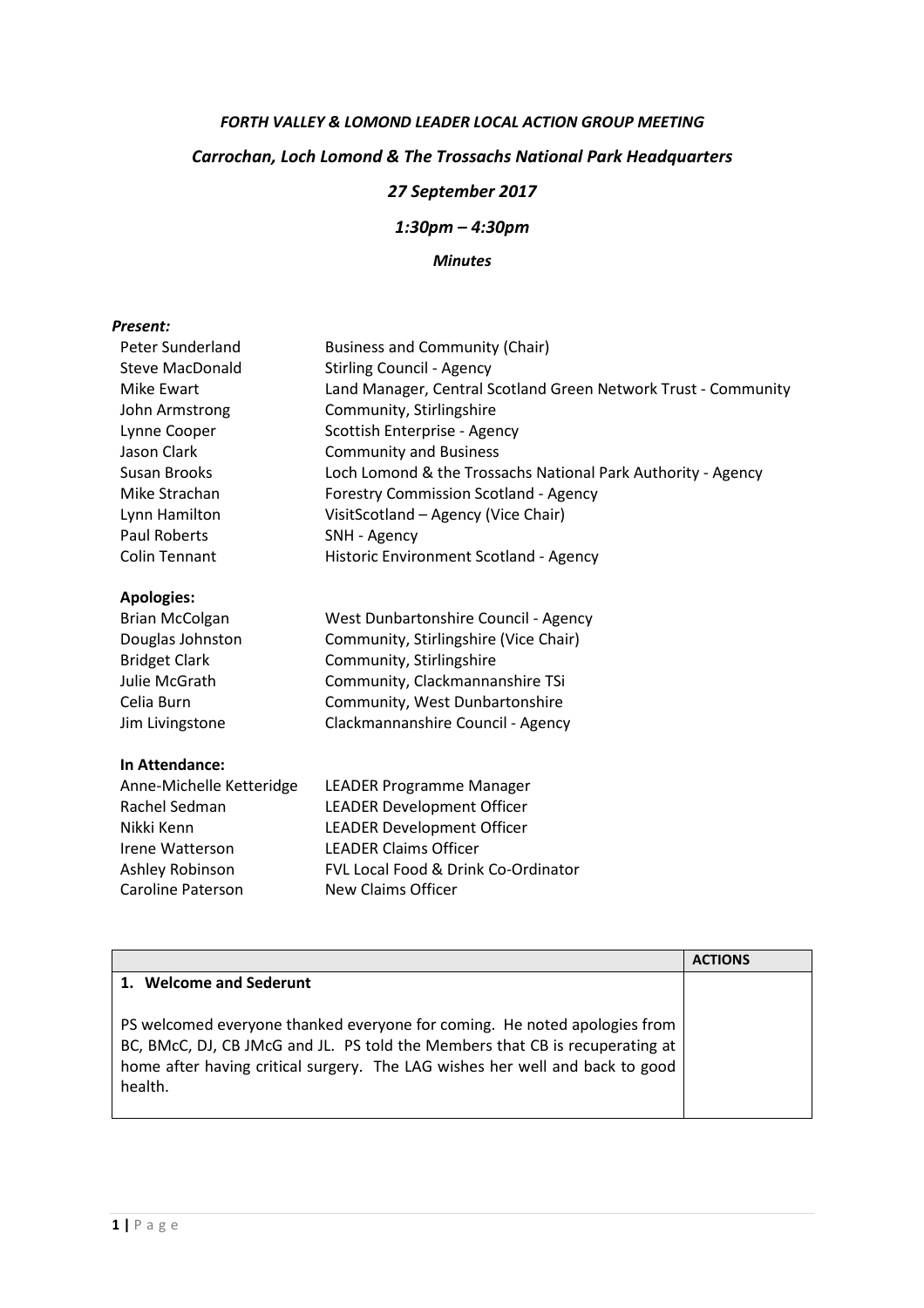***FORTH VALLEY & LOMOND LEADER LOCAL ACTION GROUP MEETING***

***Carrochan, Loch Lomond & The Trossachs National Park Headquarters***

***27 September 2017***

***1:30pm – 4:30pm***

***Minutes***

***Present:***

| | |
|---|---|
| Peter Sunderland | Business and Community (Chair) |
| Steve MacDonald | Stirling Council - Agency |
| Mike Ewart | Land Manager, Central Scotland Green Network Trust - Community |
| John Armstrong | Community, Stirlingshire |
| Lynne Cooper | Scottish Enterprise - Agency |
| Jason Clark | Community and Business |
| Susan Brooks | Loch Lomond & the Trossachs National Park Authority - Agency |
| Mike Strachan | Forestry Commission Scotland - Agency |
| Lynn Hamilton | VisitScotland – Agency (Vice Chair) |
| Paul Roberts | SNH - Agency |
| Colin Tennant | Historic Environment Scotland - Agency |

**Apologies:**

| | |
|---|---|
| Brian McColgan | West Dunbartonshire Council - Agency |
| Douglas Johnston | Community, Stirlingshire (Vice Chair) |
| Bridget Clark | Community, Stirlingshire |
| Julie McGrath | Community, Clackmannanshire TSi |
| Celia Burn | Community, West Dunbartonshire |
| Jim Livingstone | Clackmannanshire Council - Agency |

**In Attendance:**

| | |
|---|---|
| Anne-Michelle Ketteridge | LEADER Programme Manager |
| Rachel Sedman | LEADER Development Officer |
| Nikki Kenn | LEADER Development Officer |
| Irene Watterson | LEADER Claims Officer |
| Ashley Robinson | FVL Local Food & Drink Co-Ordinator |
| Caroline Paterson | New Claims Officer |

| | **ACTIONS** |
|---|---|
| **1. Welcome and Sederunt**<br><br>PS welcomed everyone thanked everyone for coming. He noted apologies from BC, BMcC, DJ, CB JMcG and JL. PS told the Members that CB is recuperating at home after having critical surgery. The LAG wishes her well and back to good health. | |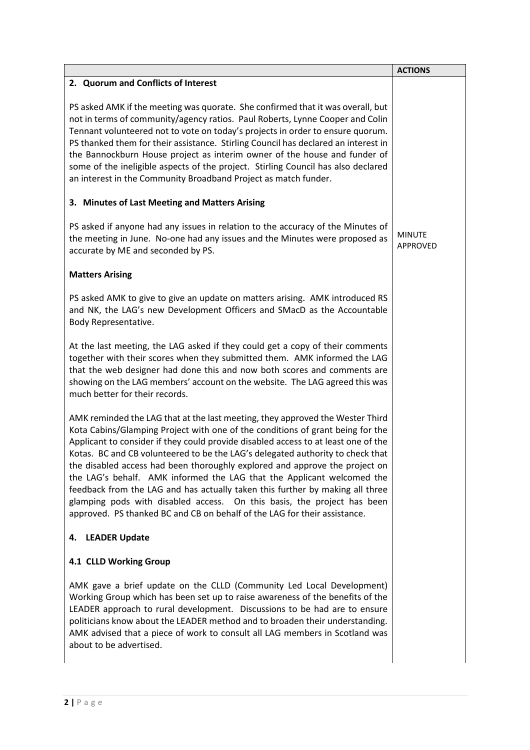| | ACTIONS |
|---|---|
| **2. Quorum and Conflicts of Interest**<br><br>PS asked AMK if the meeting was quorate. She confirmed that it was overall, but not in terms of community/agency ratios. Paul Roberts, Lynne Cooper and Colin Tennant volunteered not to vote on today's projects in order to ensure quorum. PS thanked them for their assistance. Stirling Council has declared an interest in the Bannockburn House project as interim owner of the house and funder of some of the ineligible aspects of the project. Stirling Council has also declared an interest in the Community Broadband Project as match funder. | |
| **3. Minutes of Last Meeting and Matters Arising**<br><br>PS asked if anyone had any issues in relation to the accuracy of the Minutes of the meeting in June. No-one had any issues and the Minutes were proposed as accurate by ME and seconded by PS. | MINUTE APPROVED |
| **Matters Arising**<br><br>PS asked AMK to give to give an update on matters arising. AMK introduced RS and NK, the LAG's new Development Officers and SMacD as the Accountable Body Representative.<br><br>At the last meeting, the LAG asked if they could get a copy of their comments together with their scores when they submitted them. AMK informed the LAG that the web designer had done this and now both scores and comments are showing on the LAG members' account on the website. The LAG agreed this was much better for their records.<br><br>AMK reminded the LAG that at the last meeting, they approved the Wester Third Kota Cabins/Glamping Project with one of the conditions of grant being for the Applicant to consider if they could provide disabled access to at least one of the Kotas. BC and CB volunteered to be the LAG's delegated authority to check that the disabled access had been thoroughly explored and approve the project on the LAG's behalf. AMK informed the LAG that the Applicant welcomed the feedback from the LAG and has actually taken this further by making all three glamping pods with disabled access. On this basis, the project has been approved. PS thanked BC and CB on behalf of the LAG for their assistance. | |
| **4. LEADER Update** | |
| **4.1 CLLD Working Group**<br><br>AMK gave a brief update on the CLLD (Community Led Local Development) Working Group which has been set up to raise awareness of the benefits of the LEADER approach to rural development. Discussions to be had are to ensure politicians know about the LEADER method and to broaden their understanding. AMK advised that a piece of work to consult all LAG members in Scotland was about to be advertised. | |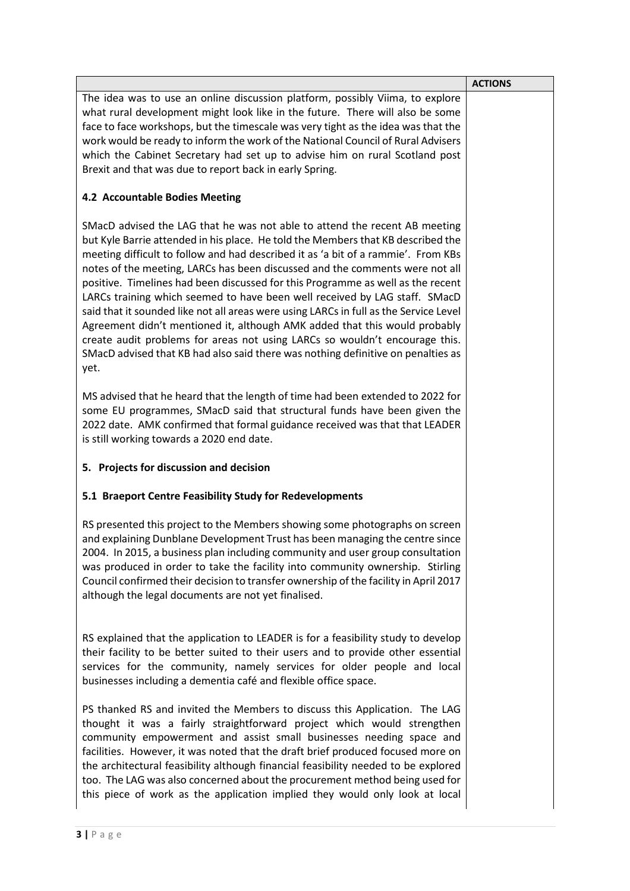| | ACTIONS |
|---|---|
| The idea was to use an online discussion platform, possibly Viima, to explore what rural development might look like in the future. There will also be some face to face workshops, but the timescale was very tight as the idea was that the work would be ready to inform the work of the National Council of Rural Advisers which the Cabinet Secretary had set up to advise him on rural Scotland post Brexit and that was due to report back in early Spring. | |

**4.2 Accountable Bodies Meeting**

SMacD advised the LAG that he was not able to attend the recent AB meeting but Kyle Barrie attended in his place. He told the Members that KB described the meeting difficult to follow and had described it as 'a bit of a rammie'. From KBs notes of the meeting, LARCs has been discussed and the comments were not all positive. Timelines had been discussed for this Programme as well as the recent LARCs training which seemed to have been well received by LAG staff. SMacD said that it sounded like not all areas were using LARCs in full as the Service Level Agreement didn't mentioned it, although AMK added that this would probably create audit problems for areas not using LARCs so wouldn't encourage this. SMacD advised that KB had also said there was nothing definitive on penalties as yet.

MS advised that he heard that the length of time had been extended to 2022 for some EU programmes, SMacD said that structural funds have been given the 2022 date. AMK confirmed that formal guidance received was that that LEADER is still working towards a 2020 end date.

**5. Projects for discussion and decision**

**5.1 Braeport Centre Feasibility Study for Redevelopments**

RS presented this project to the Members showing some photographs on screen and explaining Dunblane Development Trust has been managing the centre since 2004. In 2015, a business plan including community and user group consultation was produced in order to take the facility into community ownership. Stirling Council confirmed their decision to transfer ownership of the facility in April 2017 although the legal documents are not yet finalised.

RS explained that the application to LEADER is for a feasibility study to develop their facility to be better suited to their users and to provide other essential services for the community, namely services for older people and local businesses including a dementia café and flexible office space.

PS thanked RS and invited the Members to discuss this Application. The LAG thought it was a fairly straightforward project which would strengthen community empowerment and assist small businesses needing space and facilities. However, it was noted that the draft brief produced focused more on the architectural feasibility although financial feasibility needed to be explored too. The LAG was also concerned about the procurement method being used for this piece of work as the application implied they would only look at local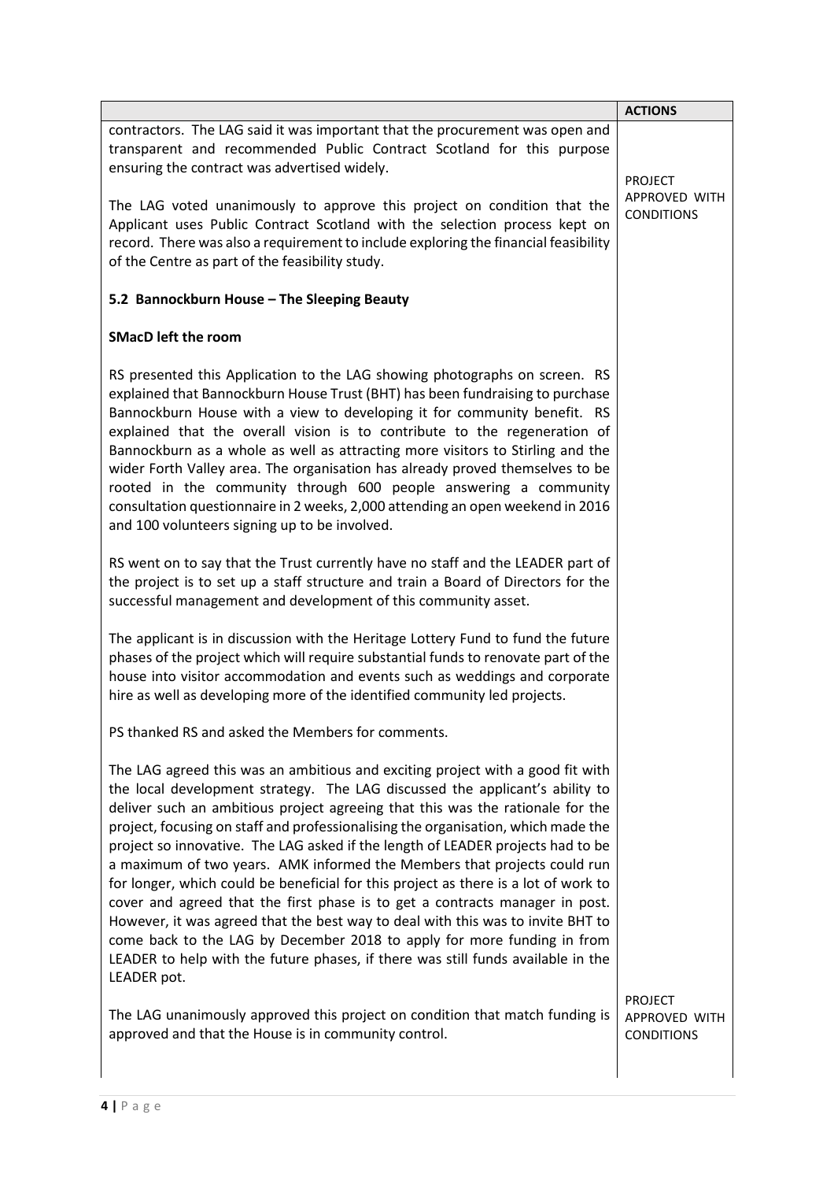| | ACTIONS |
|---|---|
| contractors. The LAG said it was important that the procurement was open and transparent and recommended Public Contract Scotland for this purpose ensuring the contract was advertised widely.<br><br>The LAG voted unanimously to approve this project on condition that the Applicant uses Public Contract Scotland with the selection process kept on record. There was also a requirement to include exploring the financial feasibility of the Centre as part of the feasibility study. | PROJECT APPROVED WITH CONDITIONS |
| **5.2 Bannockburn House – The Sleeping Beauty**<br><br>**SMacD left the room**<br><br>RS presented this Application to the LAG showing photographs on screen. RS explained that Bannockburn House Trust (BHT) has been fundraising to purchase Bannockburn House with a view to developing it for community benefit. RS explained that the overall vision is to contribute to the regeneration of Bannockburn as a whole as well as attracting more visitors to Stirling and the wider Forth Valley area. The organisation has already proved themselves to be rooted in the community through 600 people answering a community consultation questionnaire in 2 weeks, 2,000 attending an open weekend in 2016 and 100 volunteers signing up to be involved.<br><br>RS went on to say that the Trust currently have no staff and the LEADER part of the project is to set up a staff structure and train a Board of Directors for the successful management and development of this community asset.<br><br>The applicant is in discussion with the Heritage Lottery Fund to fund the future phases of the project which will require substantial funds to renovate part of the house into visitor accommodation and events such as weddings and corporate hire as well as developing more of the identified community led projects.<br><br>PS thanked RS and asked the Members for comments.<br><br>The LAG agreed this was an ambitious and exciting project with a good fit with the local development strategy. The LAG discussed the applicant's ability to deliver such an ambitious project agreeing that this was the rationale for the project, focusing on staff and professionalising the organisation, which made the project so innovative. The LAG asked if the length of LEADER projects had to be a maximum of two years. AMK informed the Members that projects could run for longer, which could be beneficial for this project as there is a lot of work to cover and agreed that the first phase is to get a contracts manager in post. However, it was agreed that the best way to deal with this was to invite BHT to come back to the LAG by December 2018 to apply for more funding in from LEADER to help with the future phases, if there was still funds available in the LEADER pot.<br><br>The LAG unanimously approved this project on condition that match funding is approved and that the House is in community control. | PROJECT APPROVED WITH CONDITIONS |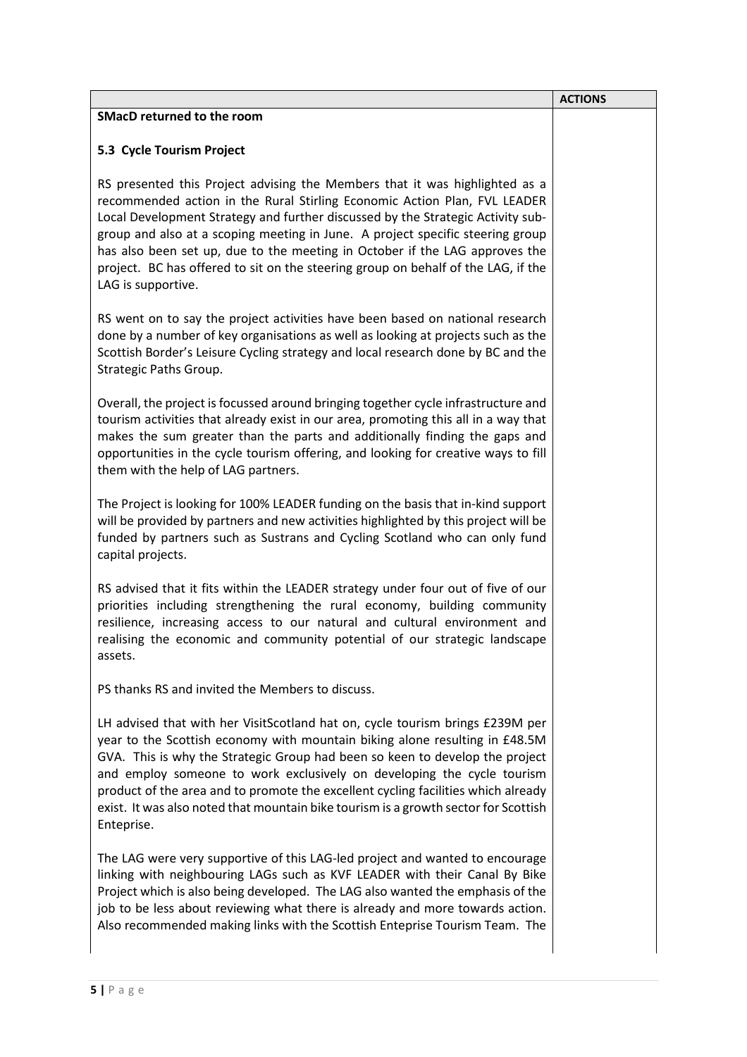| | ACTIONS |
|---|---|
| **SMacD returned to the room**<br><br>**5.3 Cycle Tourism Project**<br><br>RS presented this Project advising the Members that it was highlighted as a recommended action in the Rural Stirling Economic Action Plan, FVL LEADER Local Development Strategy and further discussed by the Strategic Activity sub-group and also at a scoping meeting in June. A project specific steering group has also been set up, due to the meeting in October if the LAG approves the project. BC has offered to sit on the steering group on behalf of the LAG, if the LAG is supportive.<br><br>RS went on to say the project activities have been based on national research done by a number of key organisations as well as looking at projects such as the Scottish Border's Leisure Cycling strategy and local research done by BC and the Strategic Paths Group.<br><br>Overall, the project is focussed around bringing together cycle infrastructure and tourism activities that already exist in our area, promoting this all in a way that makes the sum greater than the parts and additionally finding the gaps and opportunities in the cycle tourism offering, and looking for creative ways to fill them with the help of LAG partners.<br><br>The Project is looking for 100% LEADER funding on the basis that in-kind support will be provided by partners and new activities highlighted by this project will be funded by partners such as Sustrans and Cycling Scotland who can only fund capital projects.<br><br>RS advised that it fits within the LEADER strategy under four out of five of our priorities including strengthening the rural economy, building community resilience, increasing access to our natural and cultural environment and realising the economic and community potential of our strategic landscape assets.<br><br>PS thanks RS and invited the Members to discuss.<br><br>LH advised that with her VisitScotland hat on, cycle tourism brings £239M per year to the Scottish economy with mountain biking alone resulting in £48.5M GVA. This is why the Strategic Group had been so keen to develop the project and employ someone to work exclusively on developing the cycle tourism product of the area and to promote the excellent cycling facilities which already exist. It was also noted that mountain bike tourism is a growth sector for Scottish Enteprise.<br><br>The LAG were very supportive of this LAG-led project and wanted to encourage linking with neighbouring LAGs such as KVF LEADER with their Canal By Bike Project which is also being developed. The LAG also wanted the emphasis of the job to be less about reviewing what there is already and more towards action. Also recommended making links with the Scottish Enteprise Tourism Team. The | |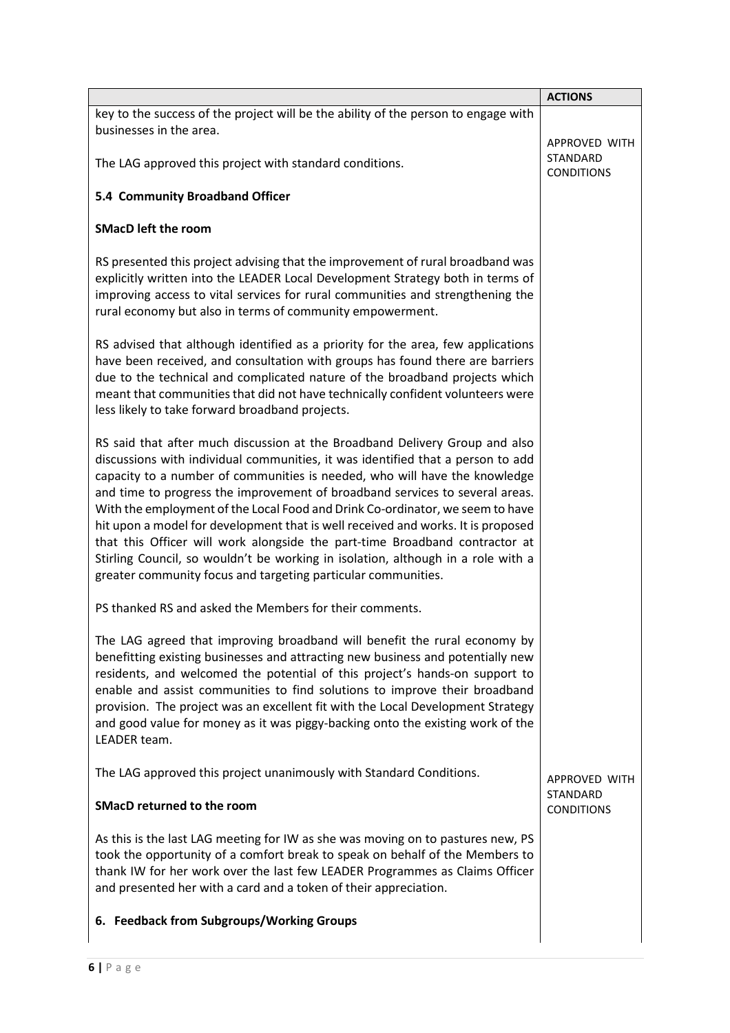| | ACTIONS |
|---|---|
| key to the success of the project will be the ability of the person to engage with businesses in the area.<br><br>The LAG approved this project with standard conditions. | APPROVED WITH STANDARD CONDITIONS |
| **5.4 Community Broadband Officer**<br><br>**SMacD left the room**<br><br>RS presented this project advising that the improvement of rural broadband was explicitly written into the LEADER Local Development Strategy both in terms of improving access to vital services for rural communities and strengthening the rural economy but also in terms of community empowerment.<br><br>RS advised that although identified as a priority for the area, few applications have been received, and consultation with groups has found there are barriers due to the technical and complicated nature of the broadband projects which meant that communities that did not have technically confident volunteers were less likely to take forward broadband projects.<br><br>RS said that after much discussion at the Broadband Delivery Group and also discussions with individual communities, it was identified that a person to add capacity to a number of communities is needed, who will have the knowledge and time to progress the improvement of broadband services to several areas. With the employment of the Local Food and Drink Co-ordinator, we seem to have hit upon a model for development that is well received and works. It is proposed that this Officer will work alongside the part-time Broadband contractor at Stirling Council, so wouldn't be working in isolation, although in a role with a greater community focus and targeting particular communities.<br><br>PS thanked RS and asked the Members for their comments.<br><br>The LAG agreed that improving broadband will benefit the rural economy by benefitting existing businesses and attracting new business and potentially new residents, and welcomed the potential of this project's hands-on support to enable and assist communities to find solutions to improve their broadband provision. The project was an excellent fit with the Local Development Strategy and good value for money as it was piggy-backing onto the existing work of the LEADER team.<br><br>The LAG approved this project unanimously with Standard Conditions.<br><br>**SMacD returned to the room** | APPROVED WITH STANDARD CONDITIONS |
| As this is the last LAG meeting for IW as she was moving on to pastures new, PS took the opportunity of a comfort break to speak on behalf of the Members to thank IW for her work over the last few LEADER Programmes as Claims Officer and presented her with a card and a token of their appreciation.<br><br>**6. Feedback from Subgroups/Working Groups** | |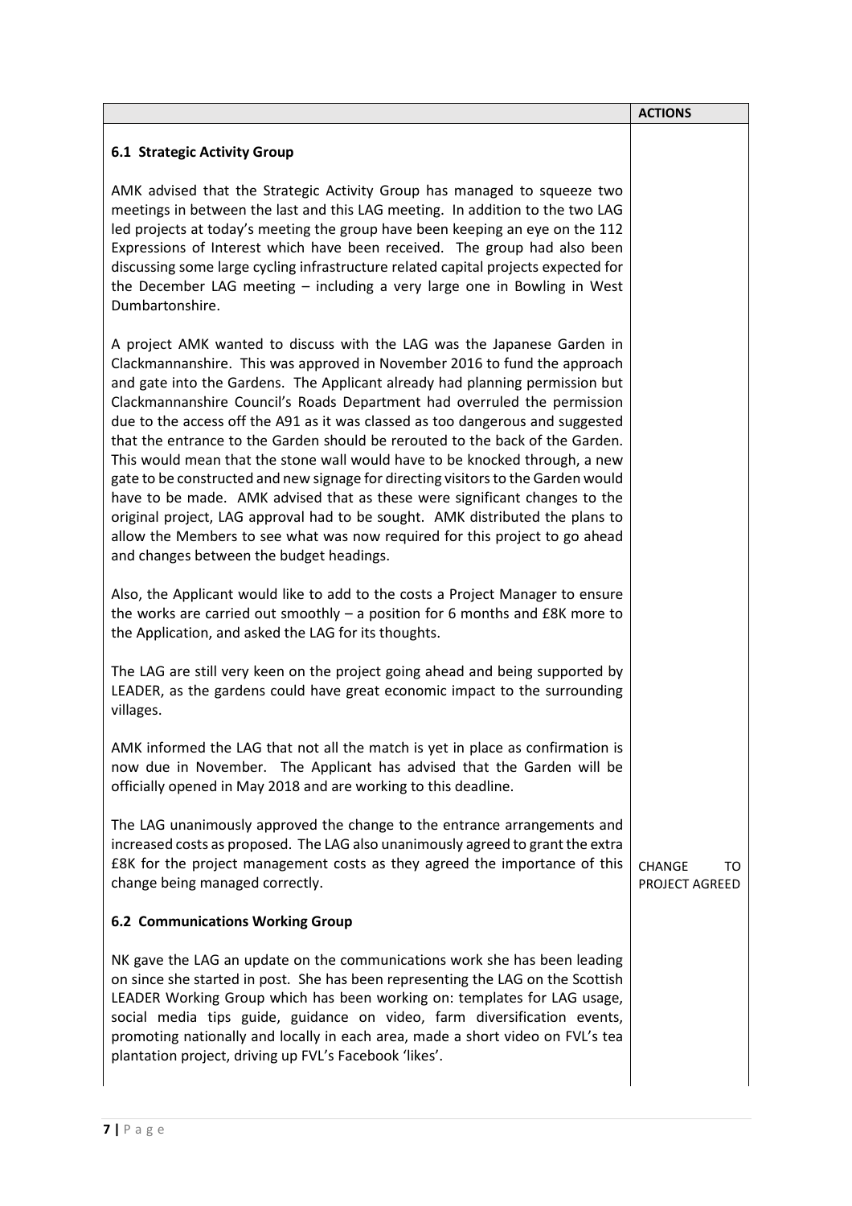| | ACTIONS |
|---|---|
| **6.1 Strategic Activity Group**<br><br>AMK advised that the Strategic Activity Group has managed to squeeze two meetings in between the last and this LAG meeting. In addition to the two LAG led projects at today's meeting the group have been keeping an eye on the 112 Expressions of Interest which have been received. The group had also been discussing some large cycling infrastructure related capital projects expected for the December LAG meeting – including a very large one in Bowling in West Dumbartonshire.<br><br>A project AMK wanted to discuss with the LAG was the Japanese Garden in Clackmannanshire. This was approved in November 2016 to fund the approach and gate into the Gardens. The Applicant already had planning permission but Clackmannanshire Council's Roads Department had overruled the permission due to the access off the A91 as it was classed as too dangerous and suggested that the entrance to the Garden should be rerouted to the back of the Garden. This would mean that the stone wall would have to be knocked through, a new gate to be constructed and new signage for directing visitors to the Garden would have to be made. AMK advised that as these were significant changes to the original project, LAG approval had to be sought. AMK distributed the plans to allow the Members to see what was now required for this project to go ahead and changes between the budget headings.<br><br>Also, the Applicant would like to add to the costs a Project Manager to ensure the works are carried out smoothly – a position for 6 months and £8K more to the Application, and asked the LAG for its thoughts.<br><br>The LAG are still very keen on the project going ahead and being supported by LEADER, as the gardens could have great economic impact to the surrounding villages.<br><br>AMK informed the LAG that not all the match is yet in place as confirmation is now due in November. The Applicant has advised that the Garden will be officially opened in May 2018 and are working to this deadline.<br><br>The LAG unanimously approved the change to the entrance arrangements and increased costs as proposed. The LAG also unanimously agreed to grant the extra £8K for the project management costs as they agreed the importance of this change being managed correctly. | CHANGE TO PROJECT AGREED |
| **6.2 Communications Working Group**<br><br>NK gave the LAG an update on the communications work she has been leading on since she started in post. She has been representing the LAG on the Scottish LEADER Working Group which has been working on: templates for LAG usage, social media tips guide, guidance on video, farm diversification events, promoting nationally and locally in each area, made a short video on FVL's tea plantation project, driving up FVL's Facebook 'likes'. | |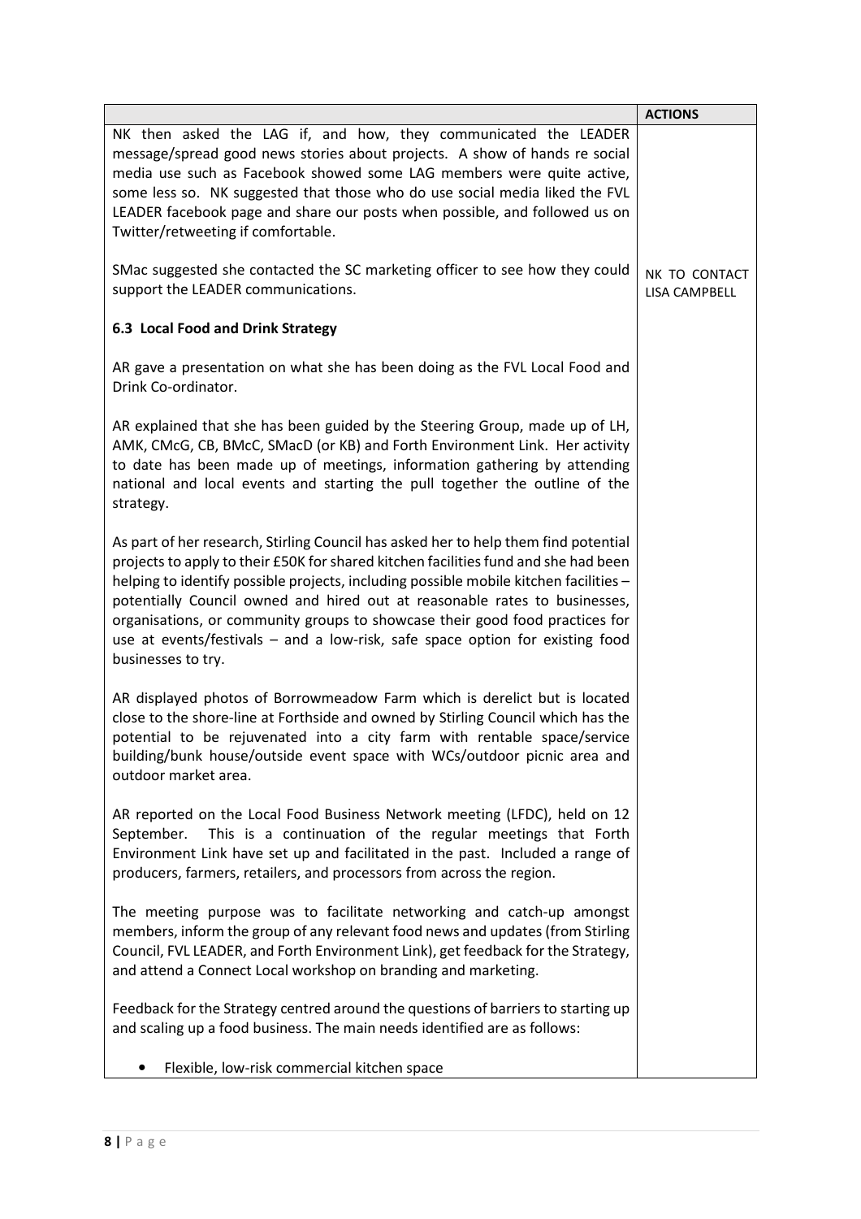| | ACTIONS |
|---|---|
| NK then asked the LAG if, and how, they communicated the LEADER message/spread good news stories about projects. A show of hands re social media use such as Facebook showed some LAG members were quite active, some less so. NK suggested that those who do use social media liked the FVL LEADER facebook page and share our posts when possible, and followed us on Twitter/retweeting if comfortable. | |
| SMac suggested she contacted the SC marketing officer to see how they could support the LEADER communications. | NK TO CONTACT LISA CAMPBELL |
| **6.3 Local Food and Drink Strategy** | |
| AR gave a presentation on what she has been doing as the FVL Local Food and Drink Co-ordinator. | |
| AR explained that she has been guided by the Steering Group, made up of LH, AMK, CMcG, CB, BMcC, SMacD (or KB) and Forth Environment Link. Her activity to date has been made up of meetings, information gathering by attending national and local events and starting the pull together the outline of the strategy. | |
| As part of her research, Stirling Council has asked her to help them find potential projects to apply to their £50K for shared kitchen facilities fund and she had been helping to identify possible projects, including possible mobile kitchen facilities – potentially Council owned and hired out at reasonable rates to businesses, organisations, or community groups to showcase their good food practices for use at events/festivals – and a low-risk, safe space option for existing food businesses to try. | |
| AR displayed photos of Borrowmeadow Farm which is derelict but is located close to the shore-line at Forthside and owned by Stirling Council which has the potential to be rejuvenated into a city farm with rentable space/service building/bunk house/outside event space with WCs/outdoor picnic area and outdoor market area. | |
| AR reported on the Local Food Business Network meeting (LFDC), held on 12 September. This is a continuation of the regular meetings that Forth Environment Link have set up and facilitated in the past. Included a range of producers, farmers, retailers, and processors from across the region. | |
| The meeting purpose was to facilitate networking and catch-up amongst members, inform the group of any relevant food news and updates (from Stirling Council, FVL LEADER, and Forth Environment Link), get feedback for the Strategy, and attend a Connect Local workshop on branding and marketing. | |
| Feedback for the Strategy centred around the questions of barriers to starting up and scaling up a food business. The main needs identified are as follows:<br><br>• Flexible, low-risk commercial kitchen space | |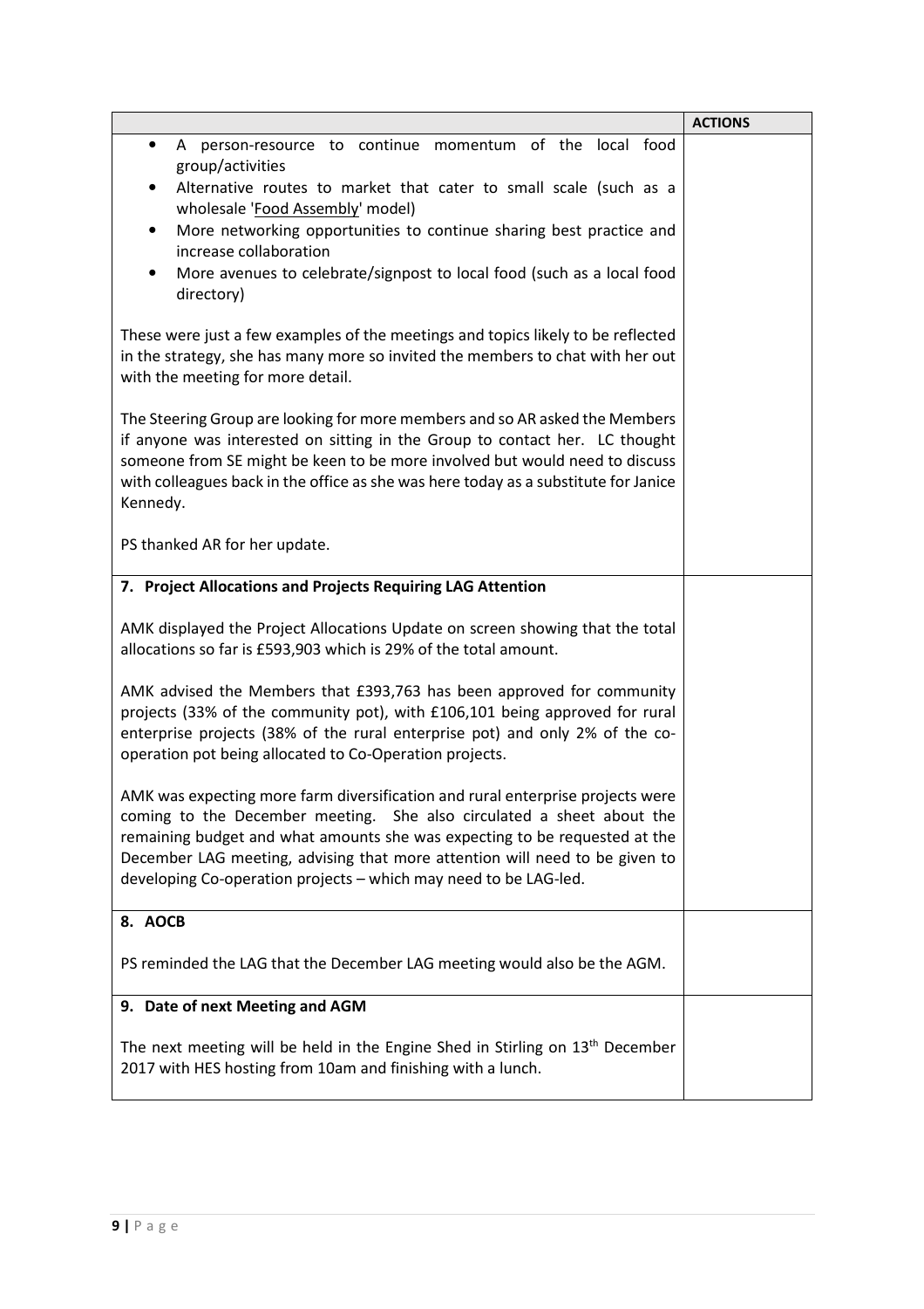| | ACTIONS |
|---|---|
| • A person-resource to continue momentum of the local food group/activities<br>• Alternative routes to market that cater to small scale (such as a wholesale 'Food Assembly' model)<br>• More networking opportunities to continue sharing best practice and increase collaboration<br>• More avenues to celebrate/signpost to local food (such as a local food directory)<br><br>These were just a few examples of the meetings and topics likely to be reflected in the strategy, she has many more so invited the members to chat with her out with the meeting for more detail.<br><br>The Steering Group are looking for more members and so AR asked the Members if anyone was interested on sitting in the Group to contact her. LC thought someone from SE might be keen to be more involved but would need to discuss with colleagues back in the office as she was here today as a substitute for Janice Kennedy.<br><br>PS thanked AR for her update. | |
| **7. Project Allocations and Projects Requiring LAG Attention**<br><br>AMK displayed the Project Allocations Update on screen showing that the total allocations so far is £593,903 which is 29% of the total amount.<br><br>AMK advised the Members that £393,763 has been approved for community projects (33% of the community pot), with £106,101 being approved for rural enterprise projects (38% of the rural enterprise pot) and only 2% of the co-operation pot being allocated to Co-Operation projects.<br><br>AMK was expecting more farm diversification and rural enterprise projects were coming to the December meeting. She also circulated a sheet about the remaining budget and what amounts she was expecting to be requested at the December LAG meeting, advising that more attention will need to be given to developing Co-operation projects – which may need to be LAG-led. | |
| **8. AOCB**<br><br>PS reminded the LAG that the December LAG meeting would also be the AGM. | |
| **9. Date of next Meeting and AGM**<br><br>The next meeting will be held in the Engine Shed in Stirling on 13th December 2017 with HES hosting from 10am and finishing with a lunch. | |